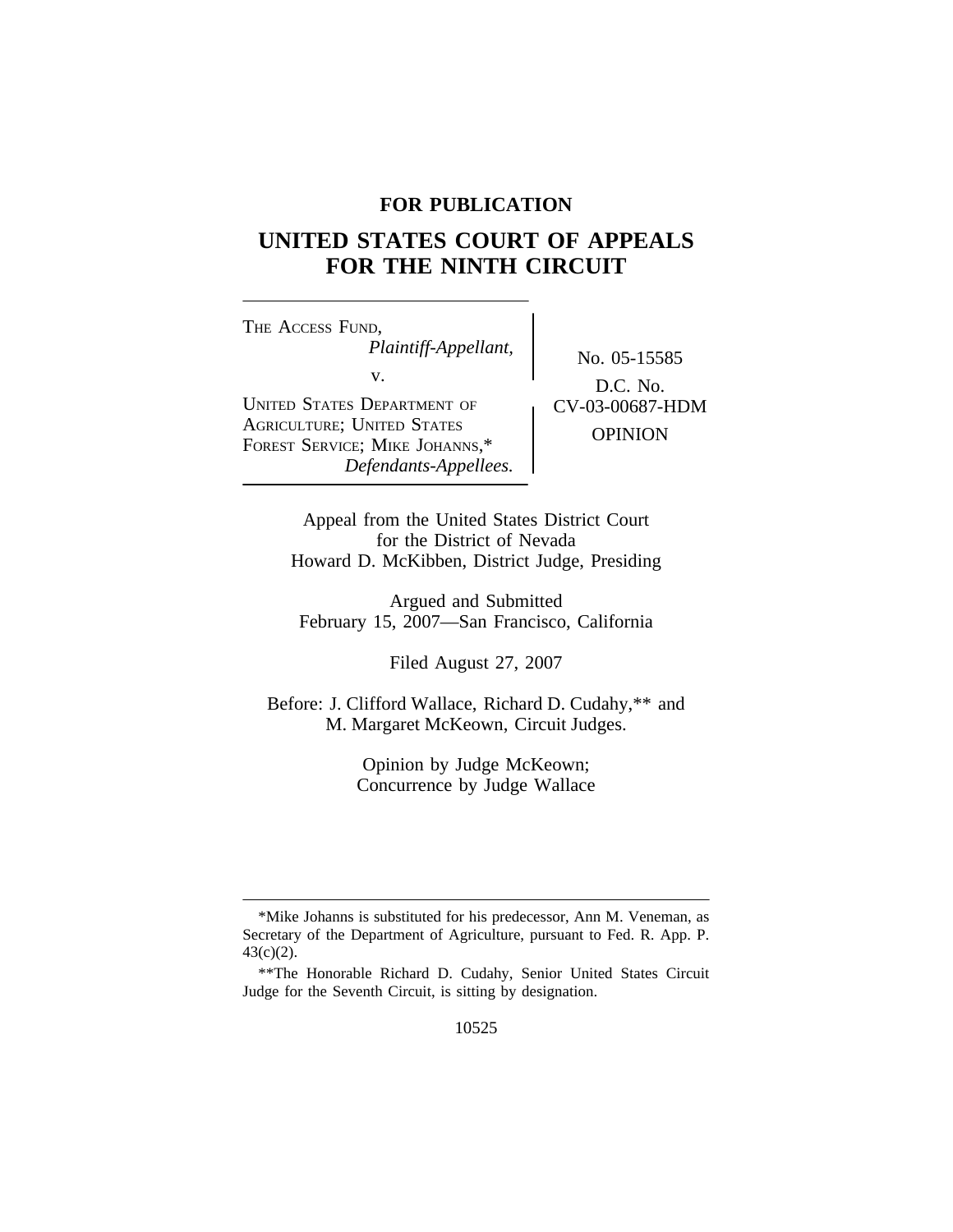**FOR PUBLICATION**

# UNITED STATES COURT OF APPEALS FOR THE NINTH CIRCUIT

THE ACCESS FUND,
*Plaintiff-Appellant,*

v.

UNITED STATES DEPARTMENT OF AGRICULTURE; UNITED STATES FOREST SERVICE; MIKE JOHANNS,*
*Defendants-Appellees.*

No. 05-15585
D.C. No.
CV-03-00687-HDM
OPINION

Appeal from the United States District Court
for the District of Nevada
Howard D. McKibben, District Judge, Presiding

Argued and Submitted
February 15, 2007—San Francisco, California

Filed August 27, 2007

Before: J. Clifford Wallace, Richard D. Cudahy,** and M. Margaret McKeown, Circuit Judges.

Opinion by Judge McKeown;
Concurrence by Judge Wallace

---

*Mike Johanns is substituted for his predecessor, Ann M. Veneman, as Secretary of the Department of Agriculture, pursuant to Fed. R. App. P. 43(c)(2).

**The Honorable Richard D. Cudahy, Senior United States Circuit Judge for the Seventh Circuit, is sitting by designation.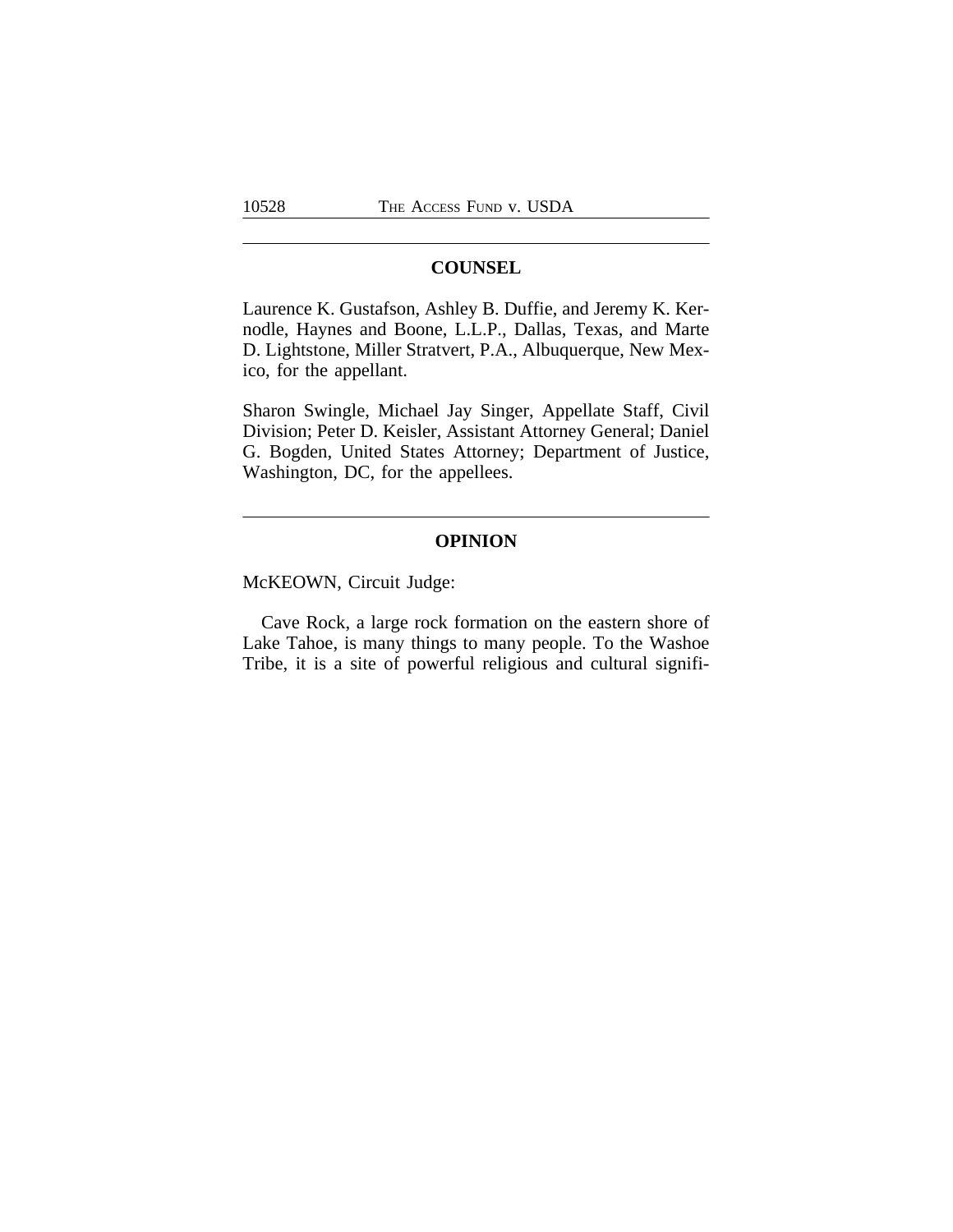## COUNSEL

Laurence K. Gustafson, Ashley B. Duffie, and Jeremy K. Kernodle, Haynes and Boone, L.L.P., Dallas, Texas, and Marte D. Lightstone, Miller Stratvert, P.A., Albuquerque, New Mexico, for the appellant.

Sharon Swingle, Michael Jay Singer, Appellate Staff, Civil Division; Peter D. Keisler, Assistant Attorney General; Daniel G. Bogden, United States Attorney; Department of Justice, Washington, DC, for the appellees.

## OPINION

McKEOWN, Circuit Judge:

Cave Rock, a large rock formation on the eastern shore of Lake Tahoe, is many things to many people. To the Washoe Tribe, it is a site of powerful religious and cultural signifi-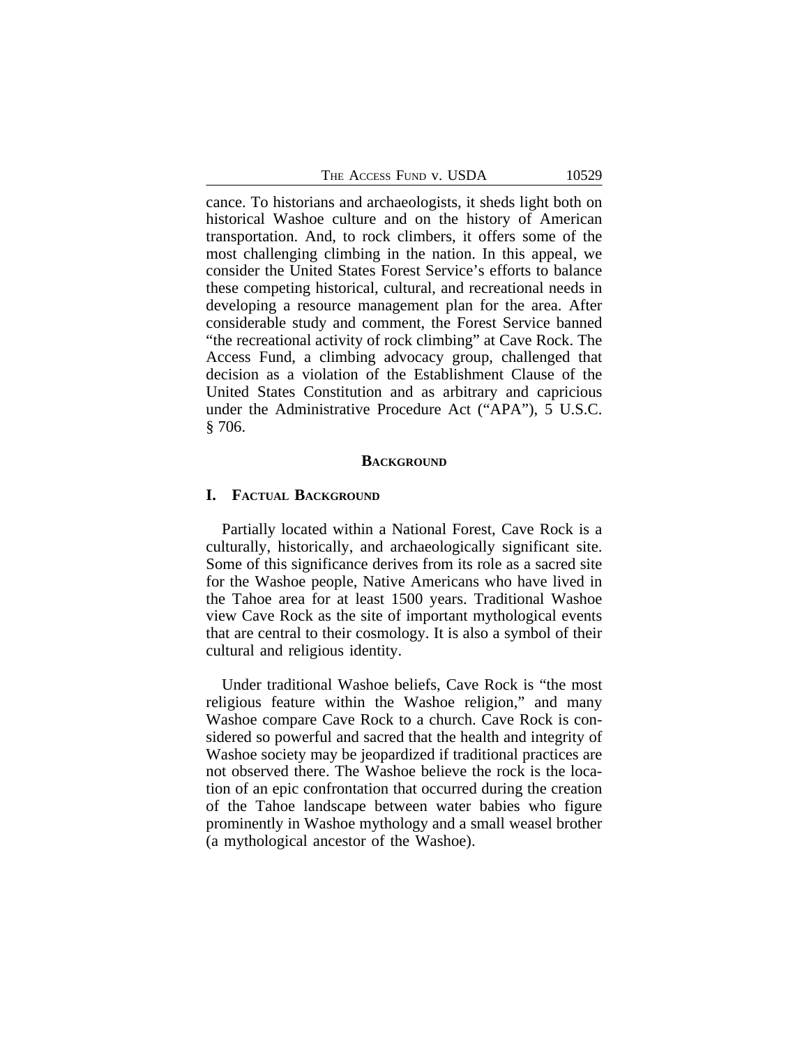cance. To historians and archaeologists, it sheds light both on historical Washoe culture and on the history of American transportation. And, to rock climbers, it offers some of the most challenging climbing in the nation. In this appeal, we consider the United States Forest Service's efforts to balance these competing historical, cultural, and recreational needs in developing a resource management plan for the area. After considerable study and comment, the Forest Service banned "the recreational activity of rock climbing" at Cave Rock. The Access Fund, a climbing advocacy group, challenged that decision as a violation of the Establishment Clause of the United States Constitution and as arbitrary and capricious under the Administrative Procedure Act ("APA"), 5 U.S.C. § 706.

## BACKGROUND

### I. FACTUAL BACKGROUND

Partially located within a National Forest, Cave Rock is a culturally, historically, and archaeologically significant site. Some of this significance derives from its role as a sacred site for the Washoe people, Native Americans who have lived in the Tahoe area for at least 1500 years. Traditional Washoe view Cave Rock as the site of important mythological events that are central to their cosmology. It is also a symbol of their cultural and religious identity.

Under traditional Washoe beliefs, Cave Rock is "the most religious feature within the Washoe religion," and many Washoe compare Cave Rock to a church. Cave Rock is considered so powerful and sacred that the health and integrity of Washoe society may be jeopardized if traditional practices are not observed there. The Washoe believe the rock is the location of an epic confrontation that occurred during the creation of the Tahoe landscape between water babies who figure prominently in Washoe mythology and a small weasel brother (a mythological ancestor of the Washoe).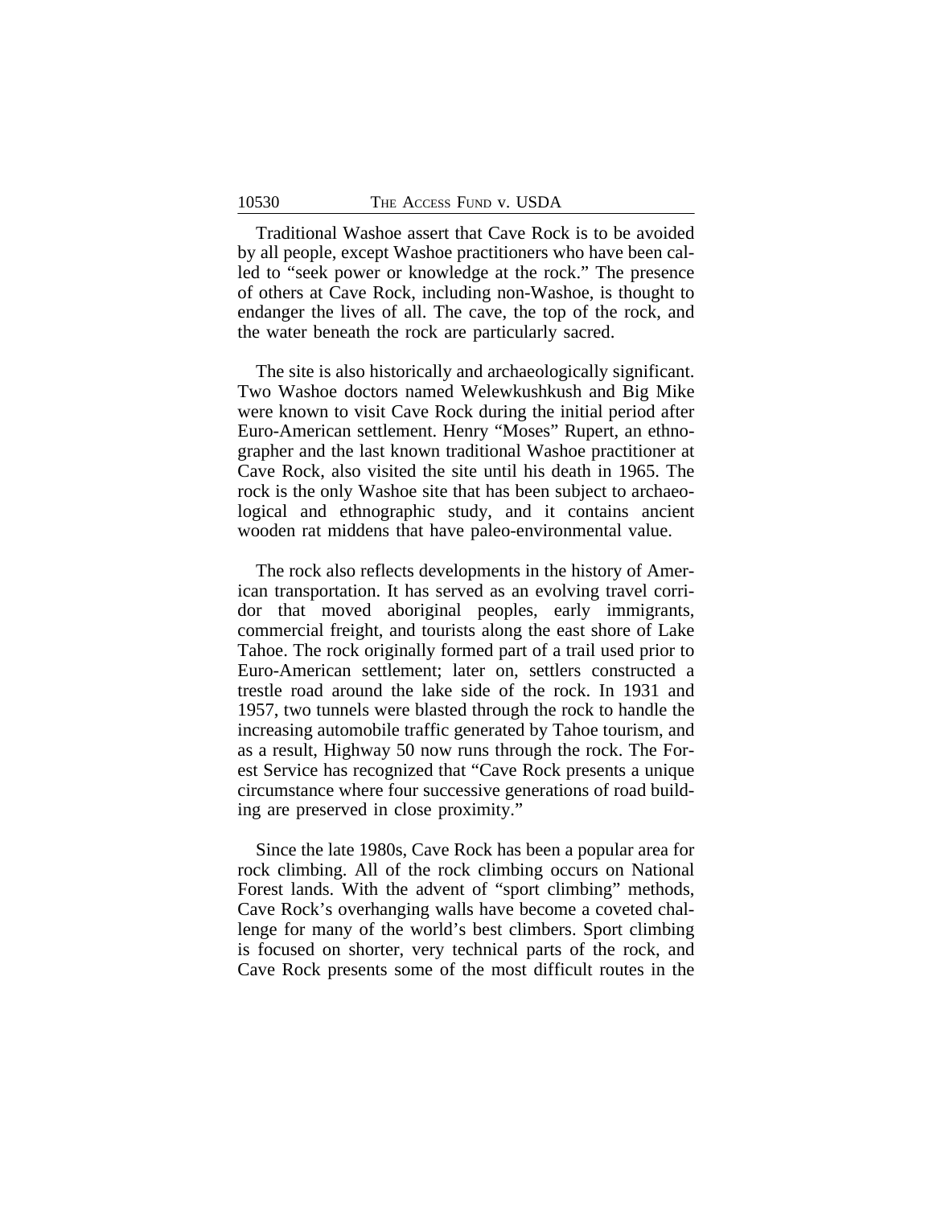Traditional Washoe assert that Cave Rock is to be avoided by all people, except Washoe practitioners who have been called to "seek power or knowledge at the rock." The presence of others at Cave Rock, including non-Washoe, is thought to endanger the lives of all. The cave, the top of the rock, and the water beneath the rock are particularly sacred.

The site is also historically and archaeologically significant. Two Washoe doctors named Welewkushkush and Big Mike were known to visit Cave Rock during the initial period after Euro-American settlement. Henry "Moses" Rupert, an ethnographer and the last known traditional Washoe practitioner at Cave Rock, also visited the site until his death in 1965. The rock is the only Washoe site that has been subject to archaeological and ethnographic study, and it contains ancient wooden rat middens that have paleo-environmental value.

The rock also reflects developments in the history of American transportation. It has served as an evolving travel corridor that moved aboriginal peoples, early immigrants, commercial freight, and tourists along the east shore of Lake Tahoe. The rock originally formed part of a trail used prior to Euro-American settlement; later on, settlers constructed a trestle road around the lake side of the rock. In 1931 and 1957, two tunnels were blasted through the rock to handle the increasing automobile traffic generated by Tahoe tourism, and as a result, Highway 50 now runs through the rock. The Forest Service has recognized that "Cave Rock presents a unique circumstance where four successive generations of road building are preserved in close proximity."

Since the late 1980s, Cave Rock has been a popular area for rock climbing. All of the rock climbing occurs on National Forest lands. With the advent of "sport climbing" methods, Cave Rock's overhanging walls have become a coveted challenge for many of the world's best climbers. Sport climbing is focused on shorter, very technical parts of the rock, and Cave Rock presents some of the most difficult routes in the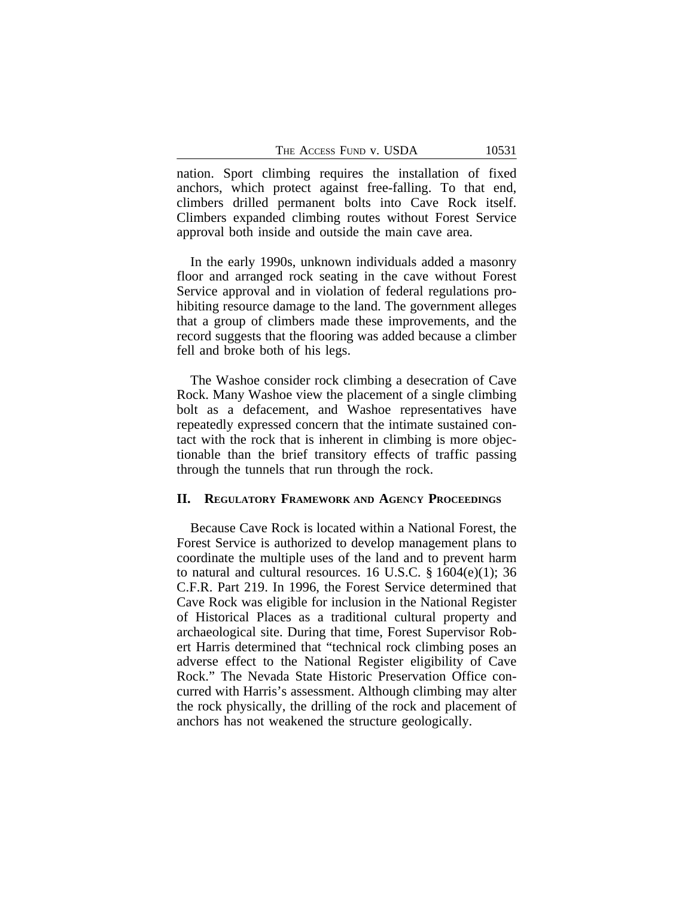nation. Sport climbing requires the installation of fixed anchors, which protect against free-falling. To that end, climbers drilled permanent bolts into Cave Rock itself. Climbers expanded climbing routes without Forest Service approval both inside and outside the main cave area.

In the early 1990s, unknown individuals added a masonry floor and arranged rock seating in the cave without Forest Service approval and in violation of federal regulations prohibiting resource damage to the land. The government alleges that a group of climbers made these improvements, and the record suggests that the flooring was added because a climber fell and broke both of his legs.

The Washoe consider rock climbing a desecration of Cave Rock. Many Washoe view the placement of a single climbing bolt as a defacement, and Washoe representatives have repeatedly expressed concern that the intimate sustained contact with the rock that is inherent in climbing is more objectionable than the brief transitory effects of traffic passing through the tunnels that run through the rock.

## II. Regulatory Framework and Agency Proceedings

Because Cave Rock is located within a National Forest, the Forest Service is authorized to develop management plans to coordinate the multiple uses of the land and to prevent harm to natural and cultural resources. 16 U.S.C. § 1604(e)(1); 36 C.F.R. Part 219. In 1996, the Forest Service determined that Cave Rock was eligible for inclusion in the National Register of Historical Places as a traditional cultural property and archaeological site. During that time, Forest Supervisor Robert Harris determined that "technical rock climbing poses an adverse effect to the National Register eligibility of Cave Rock." The Nevada State Historic Preservation Office concurred with Harris's assessment. Although climbing may alter the rock physically, the drilling of the rock and placement of anchors has not weakened the structure geologically.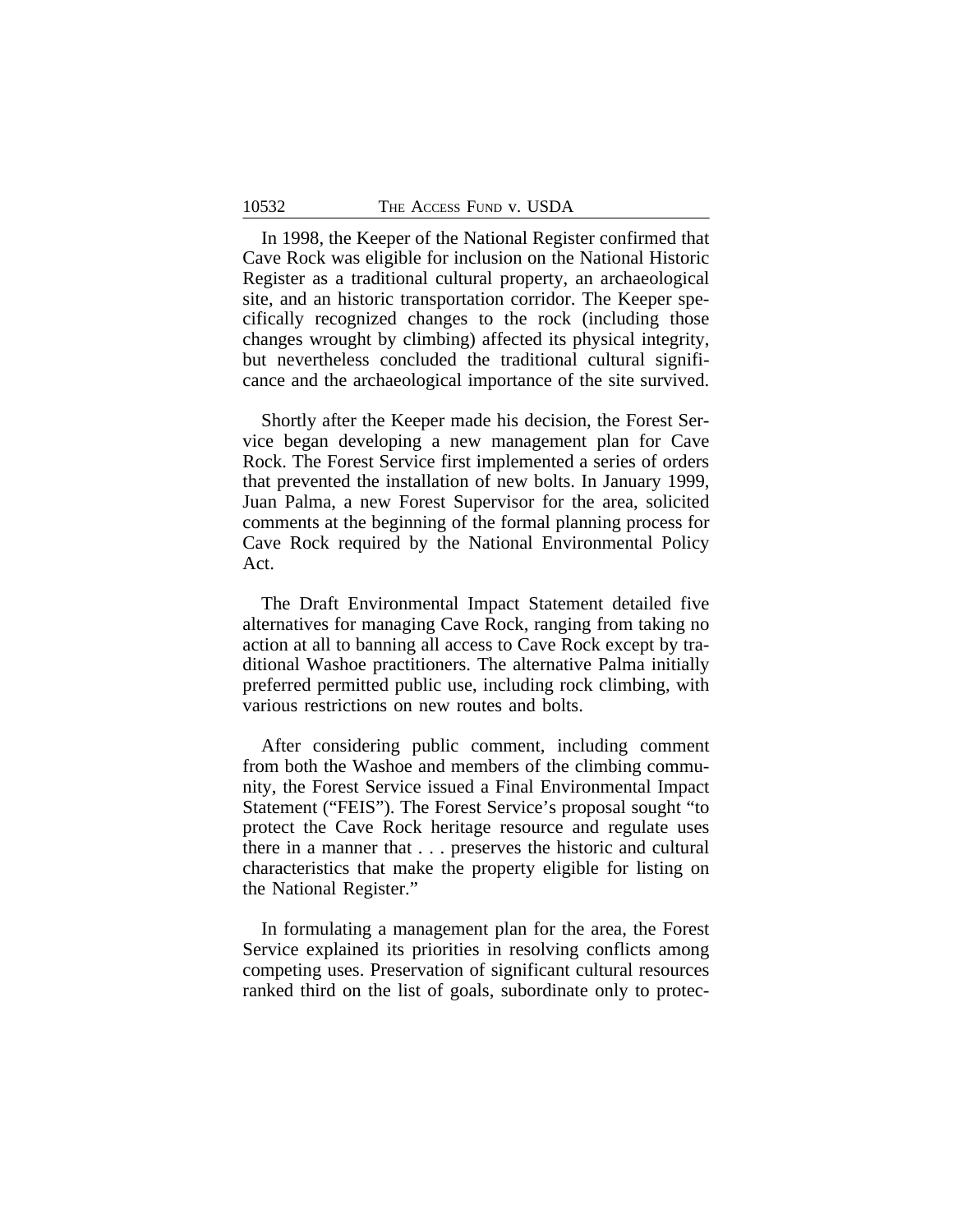In 1998, the Keeper of the National Register confirmed that Cave Rock was eligible for inclusion on the National Historic Register as a traditional cultural property, an archaeological site, and an historic transportation corridor. The Keeper specifically recognized changes to the rock (including those changes wrought by climbing) affected its physical integrity, but nevertheless concluded the traditional cultural significance and the archaeological importance of the site survived.

Shortly after the Keeper made his decision, the Forest Service began developing a new management plan for Cave Rock. The Forest Service first implemented a series of orders that prevented the installation of new bolts. In January 1999, Juan Palma, a new Forest Supervisor for the area, solicited comments at the beginning of the formal planning process for Cave Rock required by the National Environmental Policy Act.

The Draft Environmental Impact Statement detailed five alternatives for managing Cave Rock, ranging from taking no action at all to banning all access to Cave Rock except by traditional Washoe practitioners. The alternative Palma initially preferred permitted public use, including rock climbing, with various restrictions on new routes and bolts.

After considering public comment, including comment from both the Washoe and members of the climbing community, the Forest Service issued a Final Environmental Impact Statement ("FEIS"). The Forest Service's proposal sought "to protect the Cave Rock heritage resource and regulate uses there in a manner that . . . preserves the historic and cultural characteristics that make the property eligible for listing on the National Register."

In formulating a management plan for the area, the Forest Service explained its priorities in resolving conflicts among competing uses. Preservation of significant cultural resources ranked third on the list of goals, subordinate only to protec-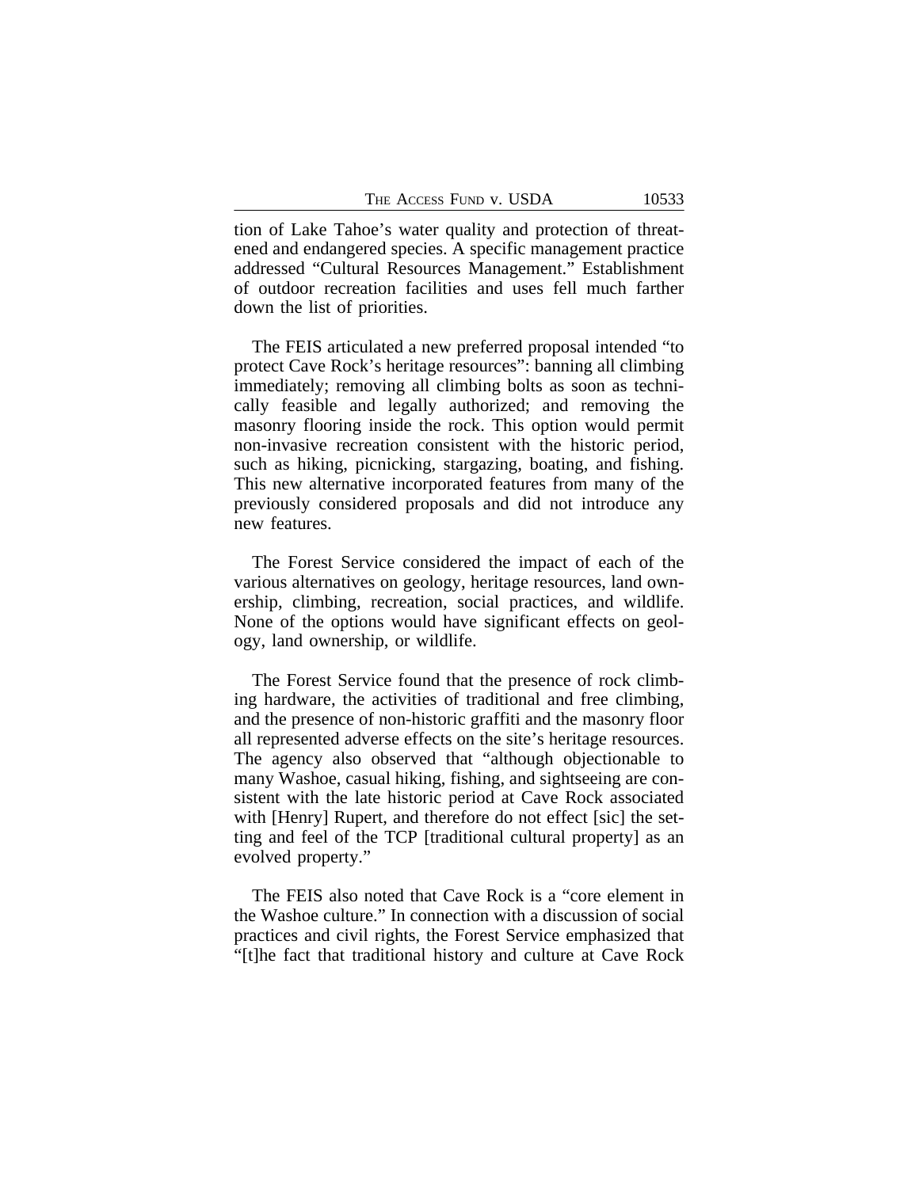tion of Lake Tahoe's water quality and protection of threatened and endangered species. A specific management practice addressed "Cultural Resources Management." Establishment of outdoor recreation facilities and uses fell much farther down the list of priorities.

The FEIS articulated a new preferred proposal intended "to protect Cave Rock's heritage resources": banning all climbing immediately; removing all climbing bolts as soon as technically feasible and legally authorized; and removing the masonry flooring inside the rock. This option would permit non-invasive recreation consistent with the historic period, such as hiking, picnicking, stargazing, boating, and fishing. This new alternative incorporated features from many of the previously considered proposals and did not introduce any new features.

The Forest Service considered the impact of each of the various alternatives on geology, heritage resources, land ownership, climbing, recreation, social practices, and wildlife. None of the options would have significant effects on geology, land ownership, or wildlife.

The Forest Service found that the presence of rock climbing hardware, the activities of traditional and free climbing, and the presence of non-historic graffiti and the masonry floor all represented adverse effects on the site's heritage resources. The agency also observed that "although objectionable to many Washoe, casual hiking, fishing, and sightseeing are consistent with the late historic period at Cave Rock associated with [Henry] Rupert, and therefore do not effect [sic] the setting and feel of the TCP [traditional cultural property] as an evolved property."

The FEIS also noted that Cave Rock is a "core element in the Washoe culture." In connection with a discussion of social practices and civil rights, the Forest Service emphasized that "[t]he fact that traditional history and culture at Cave Rock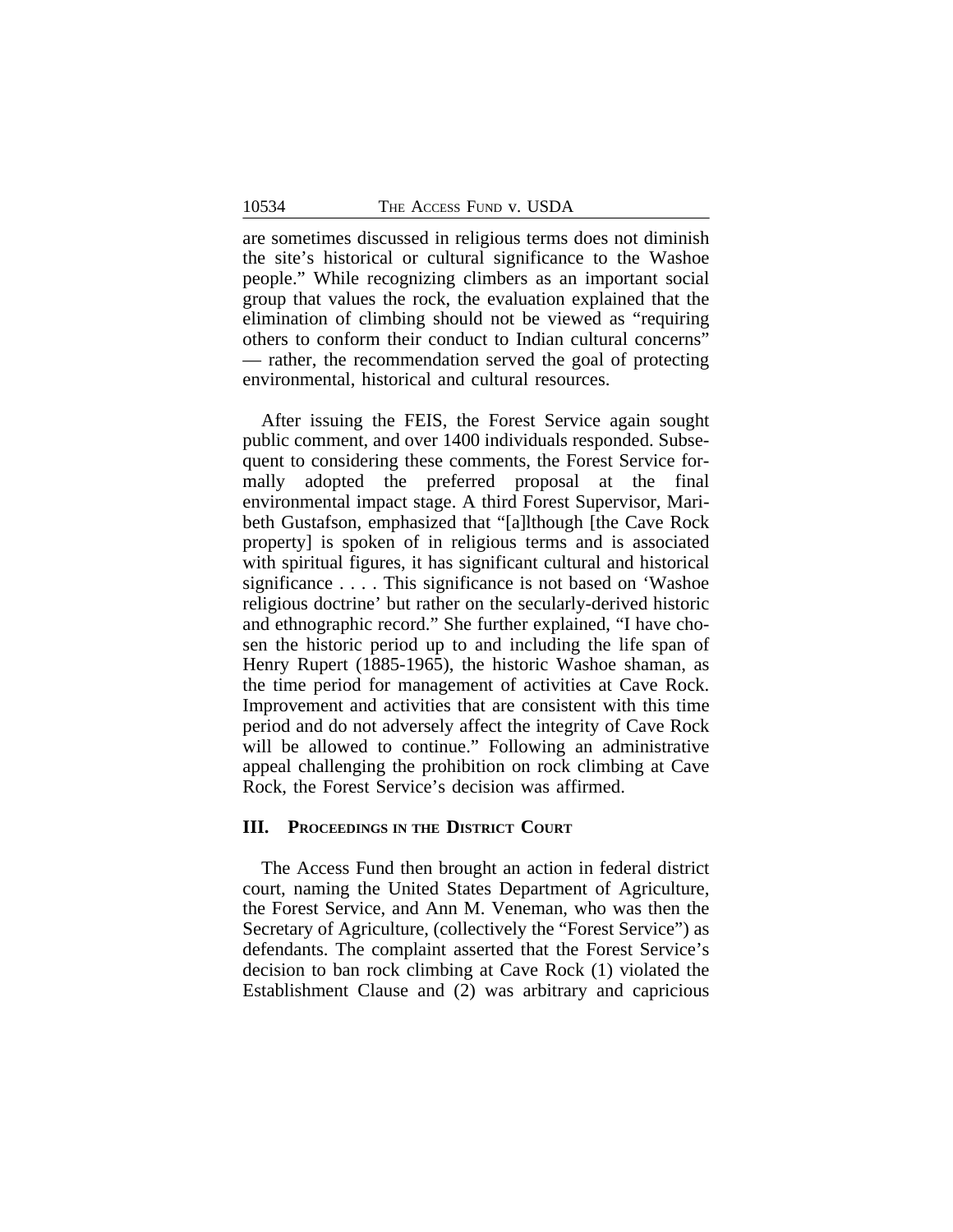are sometimes discussed in religious terms does not diminish the site's historical or cultural significance to the Washoe people." While recognizing climbers as an important social group that values the rock, the evaluation explained that the elimination of climbing should not be viewed as "requiring others to conform their conduct to Indian cultural concerns" — rather, the recommendation served the goal of protecting environmental, historical and cultural resources.

After issuing the FEIS, the Forest Service again sought public comment, and over 1400 individuals responded. Subsequent to considering these comments, the Forest Service formally adopted the preferred proposal at the final environmental impact stage. A third Forest Supervisor, Maribeth Gustafson, emphasized that "[a]lthough [the Cave Rock property] is spoken of in religious terms and is associated with spiritual figures, it has significant cultural and historical significance . . . . This significance is not based on 'Washoe religious doctrine' but rather on the secularly-derived historic and ethnographic record." She further explained, "I have chosen the historic period up to and including the life span of Henry Rupert (1885-1965), the historic Washoe shaman, as the time period for management of activities at Cave Rock. Improvement and activities that are consistent with this time period and do not adversely affect the integrity of Cave Rock will be allowed to continue." Following an administrative appeal challenging the prohibition on rock climbing at Cave Rock, the Forest Service's decision was affirmed.

## III. Proceedings in the District Court

The Access Fund then brought an action in federal district court, naming the United States Department of Agriculture, the Forest Service, and Ann M. Veneman, who was then the Secretary of Agriculture, (collectively the "Forest Service") as defendants. The complaint asserted that the Forest Service's decision to ban rock climbing at Cave Rock (1) violated the Establishment Clause and (2) was arbitrary and capricious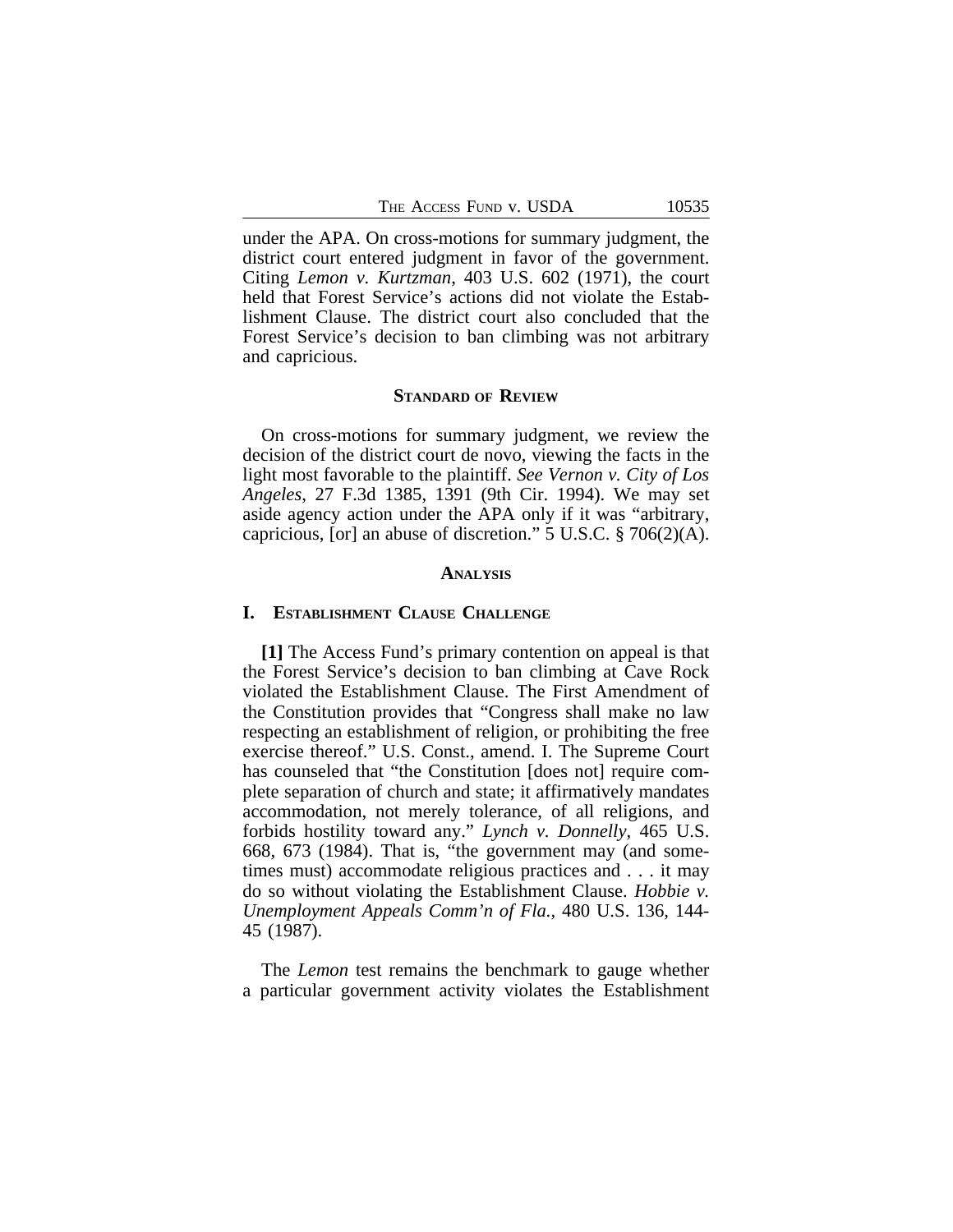under the APA. On cross-motions for summary judgment, the district court entered judgment in favor of the government. Citing *Lemon v. Kurtzman*, 403 U.S. 602 (1971), the court held that Forest Service's actions did not violate the Establishment Clause. The district court also concluded that the Forest Service's decision to ban climbing was not arbitrary and capricious.

## STANDARD OF REVIEW

On cross-motions for summary judgment, we review the decision of the district court de novo, viewing the facts in the light most favorable to the plaintiff. *See Vernon v. City of Los Angeles*, 27 F.3d 1385, 1391 (9th Cir. 1994). We may set aside agency action under the APA only if it was "arbitrary, capricious, [or] an abuse of discretion." 5 U.S.C. § 706(2)(A).

## ANALYSIS

### I. ESTABLISHMENT CLAUSE CHALLENGE

**[1]** The Access Fund's primary contention on appeal is that the Forest Service's decision to ban climbing at Cave Rock violated the Establishment Clause. The First Amendment of the Constitution provides that "Congress shall make no law respecting an establishment of religion, or prohibiting the free exercise thereof." U.S. Const., amend. I. The Supreme Court has counseled that "the Constitution [does not] require complete separation of church and state; it affirmatively mandates accommodation, not merely tolerance, of all religions, and forbids hostility toward any." *Lynch v. Donnelly*, 465 U.S. 668, 673 (1984). That is, "the government may (and sometimes must) accommodate religious practices and . . . it may do so without violating the Establishment Clause. *Hobbie v. Unemployment Appeals Comm'n of Fla.*, 480 U.S. 136, 144-45 (1987).

The *Lemon* test remains the benchmark to gauge whether a particular government activity violates the Establishment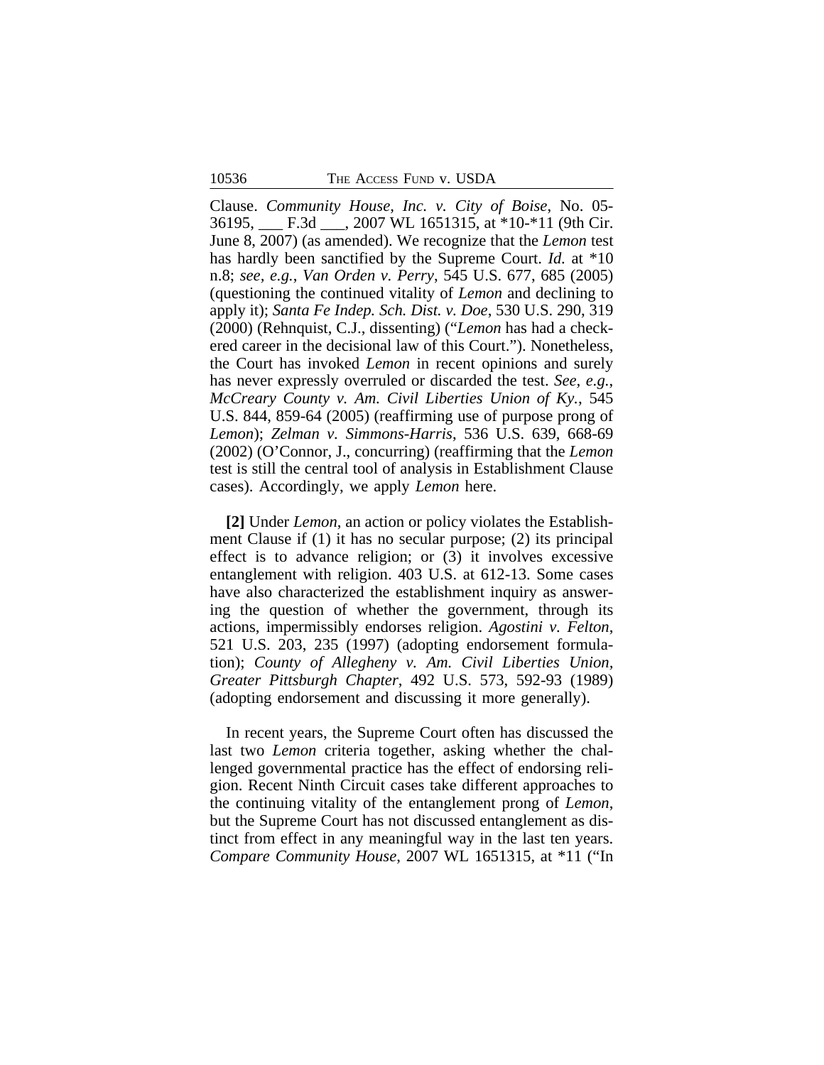Clause. *Community House, Inc. v. City of Boise*, No. 05-36195, ___ F.3d ___, 2007 WL 1651315, at *10-*11 (9th Cir. June 8, 2007) (as amended). We recognize that the *Lemon* test has hardly been sanctified by the Supreme Court. *Id.* at *10 n.8; *see, e.g.*, *Van Orden v. Perry*, 545 U.S. 677, 685 (2005) (questioning the continued vitality of *Lemon* and declining to apply it); *Santa Fe Indep. Sch. Dist. v. Doe*, 530 U.S. 290, 319 (2000) (Rehnquist, C.J., dissenting) ("*Lemon* has had a checkered career in the decisional law of this Court."). Nonetheless, the Court has invoked *Lemon* in recent opinions and surely has never expressly overruled or discarded the test. *See, e.g.*, *McCreary County v. Am. Civil Liberties Union of Ky.*, 545 U.S. 844, 859-64 (2005) (reaffirming use of purpose prong of *Lemon*); *Zelman v. Simmons-Harris*, 536 U.S. 639, 668-69 (2002) (O'Connor, J., concurring) (reaffirming that the *Lemon* test is still the central tool of analysis in Establishment Clause cases). Accordingly, we apply *Lemon* here.

**[2]** Under *Lemon*, an action or policy violates the Establishment Clause if (1) it has no secular purpose; (2) its principal effect is to advance religion; or (3) it involves excessive entanglement with religion. 403 U.S. at 612-13. Some cases have also characterized the establishment inquiry as answering the question of whether the government, through its actions, impermissibly endorses religion. *Agostini v. Felton*, 521 U.S. 203, 235 (1997) (adopting endorsement formulation); *County of Allegheny v. Am. Civil Liberties Union, Greater Pittsburgh Chapter*, 492 U.S. 573, 592-93 (1989) (adopting endorsement and discussing it more generally).

In recent years, the Supreme Court often has discussed the last two *Lemon* criteria together, asking whether the challenged governmental practice has the effect of endorsing religion. Recent Ninth Circuit cases take different approaches to the continuing vitality of the entanglement prong of *Lemon*, but the Supreme Court has not discussed entanglement as distinct from effect in any meaningful way in the last ten years. *Compare Community House*, 2007 WL 1651315, at *11 ("In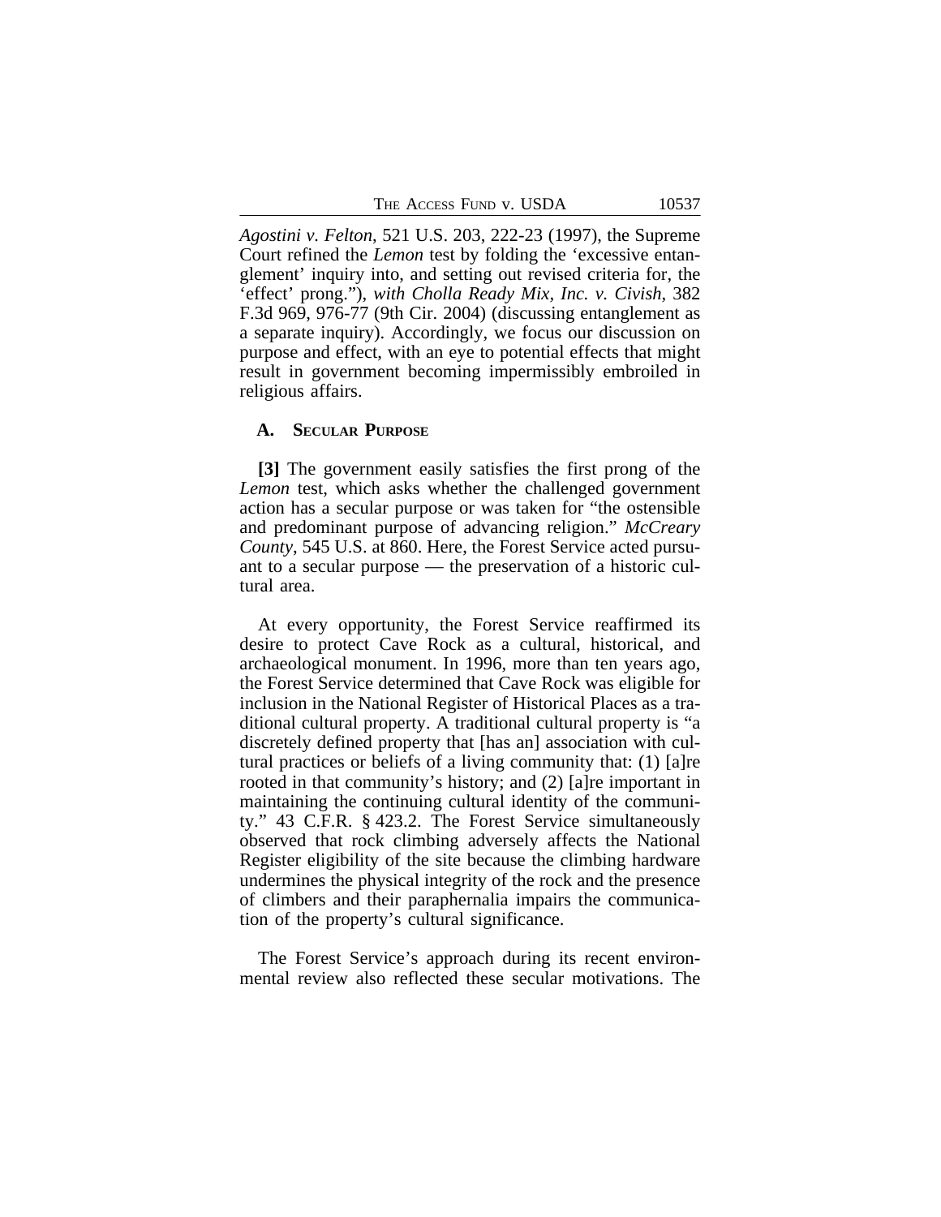*Agostini v. Felton*, 521 U.S. 203, 222-23 (1997), the Supreme Court refined the *Lemon* test by folding the 'excessive entanglement' inquiry into, and setting out revised criteria for, the 'effect' prong."), *with Cholla Ready Mix, Inc. v. Civish*, 382 F.3d 969, 976-77 (9th Cir. 2004) (discussing entanglement as a separate inquiry). Accordingly, we focus our discussion on purpose and effect, with an eye to potential effects that might result in government becoming impermissibly embroiled in religious affairs.

### A. Secular Purpose

**[3]** The government easily satisfies the first prong of the *Lemon* test, which asks whether the challenged government action has a secular purpose or was taken for "the ostensible and predominant purpose of advancing religion." *McCreary County*, 545 U.S. at 860. Here, the Forest Service acted pursuant to a secular purpose — the preservation of a historic cultural area.

At every opportunity, the Forest Service reaffirmed its desire to protect Cave Rock as a cultural, historical, and archaeological monument. In 1996, more than ten years ago, the Forest Service determined that Cave Rock was eligible for inclusion in the National Register of Historical Places as a traditional cultural property. A traditional cultural property is "a discretely defined property that [has an] association with cultural practices or beliefs of a living community that: (1) [a]re rooted in that community's history; and (2) [a]re important in maintaining the continuing cultural identity of the community." 43 C.F.R. § 423.2. The Forest Service simultaneously observed that rock climbing adversely affects the National Register eligibility of the site because the climbing hardware undermines the physical integrity of the rock and the presence of climbers and their paraphernalia impairs the communication of the property's cultural significance.

The Forest Service's approach during its recent environmental review also reflected these secular motivations. The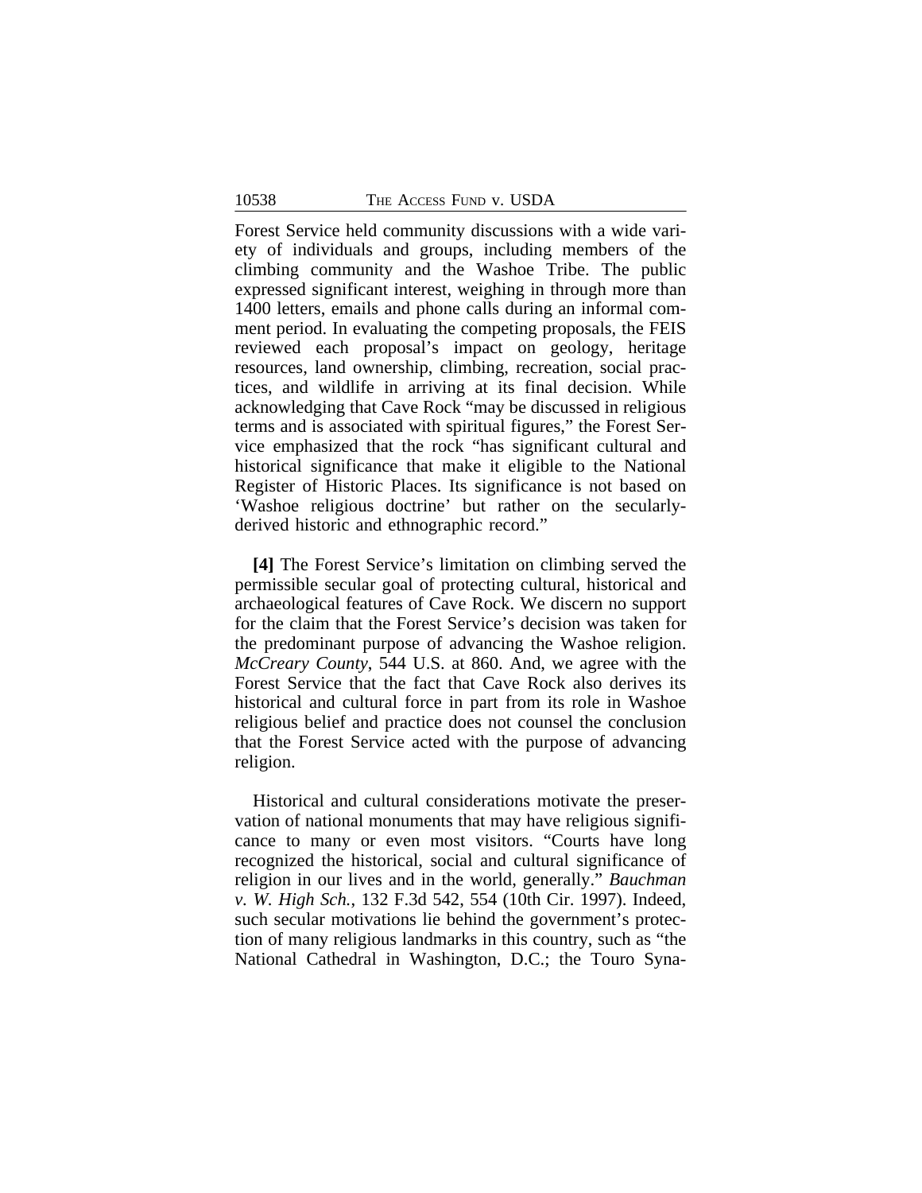Forest Service held community discussions with a wide variety of individuals and groups, including members of the climbing community and the Washoe Tribe. The public expressed significant interest, weighing in through more than 1400 letters, emails and phone calls during an informal comment period. In evaluating the competing proposals, the FEIS reviewed each proposal's impact on geology, heritage resources, land ownership, climbing, recreation, social practices, and wildlife in arriving at its final decision. While acknowledging that Cave Rock "may be discussed in religious terms and is associated with spiritual figures," the Forest Service emphasized that the rock "has significant cultural and historical significance that make it eligible to the National Register of Historic Places. Its significance is not based on 'Washoe religious doctrine' but rather on the secularly-derived historic and ethnographic record."

**[4]** The Forest Service's limitation on climbing served the permissible secular goal of protecting cultural, historical and archaeological features of Cave Rock. We discern no support for the claim that the Forest Service's decision was taken for the predominant purpose of advancing the Washoe religion. *McCreary County*, 544 U.S. at 860. And, we agree with the Forest Service that the fact that Cave Rock also derives its historical and cultural force in part from its role in Washoe religious belief and practice does not counsel the conclusion that the Forest Service acted with the purpose of advancing religion.

Historical and cultural considerations motivate the preservation of national monuments that may have religious significance to many or even most visitors. "Courts have long recognized the historical, social and cultural significance of religion in our lives and in the world, generally." *Bauchman v. W. High Sch.*, 132 F.3d 542, 554 (10th Cir. 1997). Indeed, such secular motivations lie behind the government's protection of many religious landmarks in this country, such as "the National Cathedral in Washington, D.C.; the Touro Syna-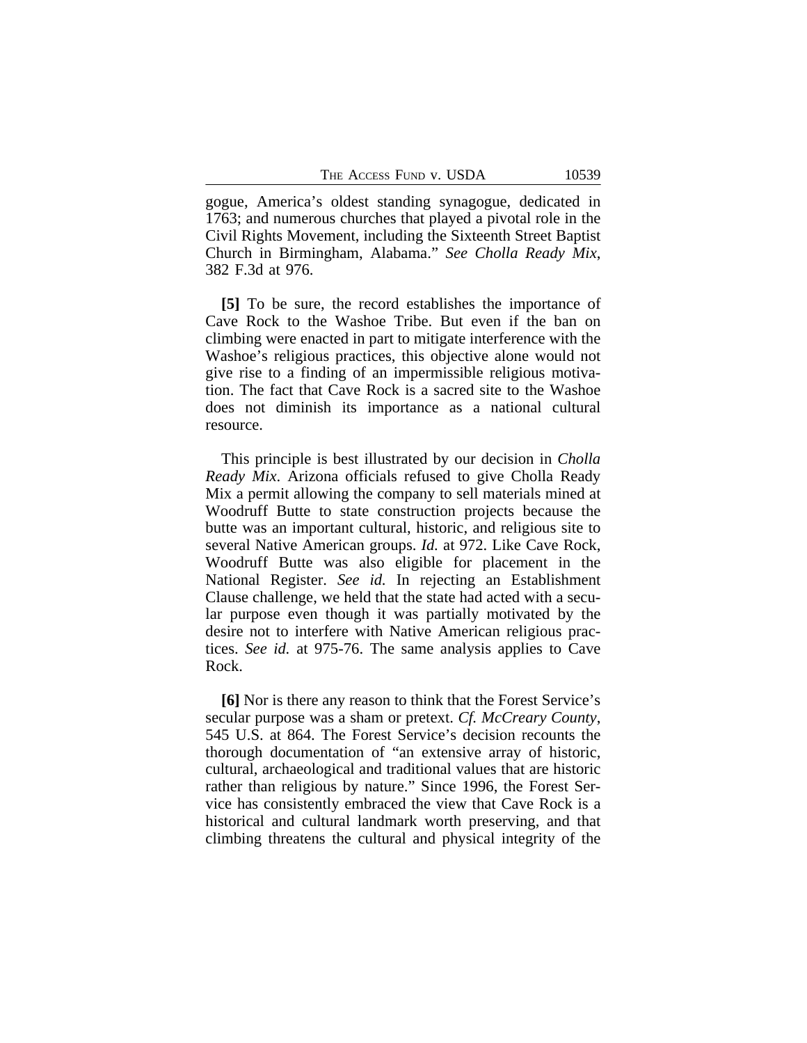gogue, America's oldest standing synagogue, dedicated in 1763; and numerous churches that played a pivotal role in the Civil Rights Movement, including the Sixteenth Street Baptist Church in Birmingham, Alabama." *See Cholla Ready Mix*, 382 F.3d at 976.

**[5]** To be sure, the record establishes the importance of Cave Rock to the Washoe Tribe. But even if the ban on climbing were enacted in part to mitigate interference with the Washoe's religious practices, this objective alone would not give rise to a finding of an impermissible religious motivation. The fact that Cave Rock is a sacred site to the Washoe does not diminish its importance as a national cultural resource.

This principle is best illustrated by our decision in *Cholla Ready Mix*. Arizona officials refused to give Cholla Ready Mix a permit allowing the company to sell materials mined at Woodruff Butte to state construction projects because the butte was an important cultural, historic, and religious site to several Native American groups. *Id.* at 972. Like Cave Rock, Woodruff Butte was also eligible for placement in the National Register. *See id.* In rejecting an Establishment Clause challenge, we held that the state had acted with a secular purpose even though it was partially motivated by the desire not to interfere with Native American religious practices. *See id.* at 975-76. The same analysis applies to Cave Rock.

**[6]** Nor is there any reason to think that the Forest Service's secular purpose was a sham or pretext. *Cf. McCreary County*, 545 U.S. at 864. The Forest Service's decision recounts the thorough documentation of "an extensive array of historic, cultural, archaeological and traditional values that are historic rather than religious by nature." Since 1996, the Forest Service has consistently embraced the view that Cave Rock is a historical and cultural landmark worth preserving, and that climbing threatens the cultural and physical integrity of the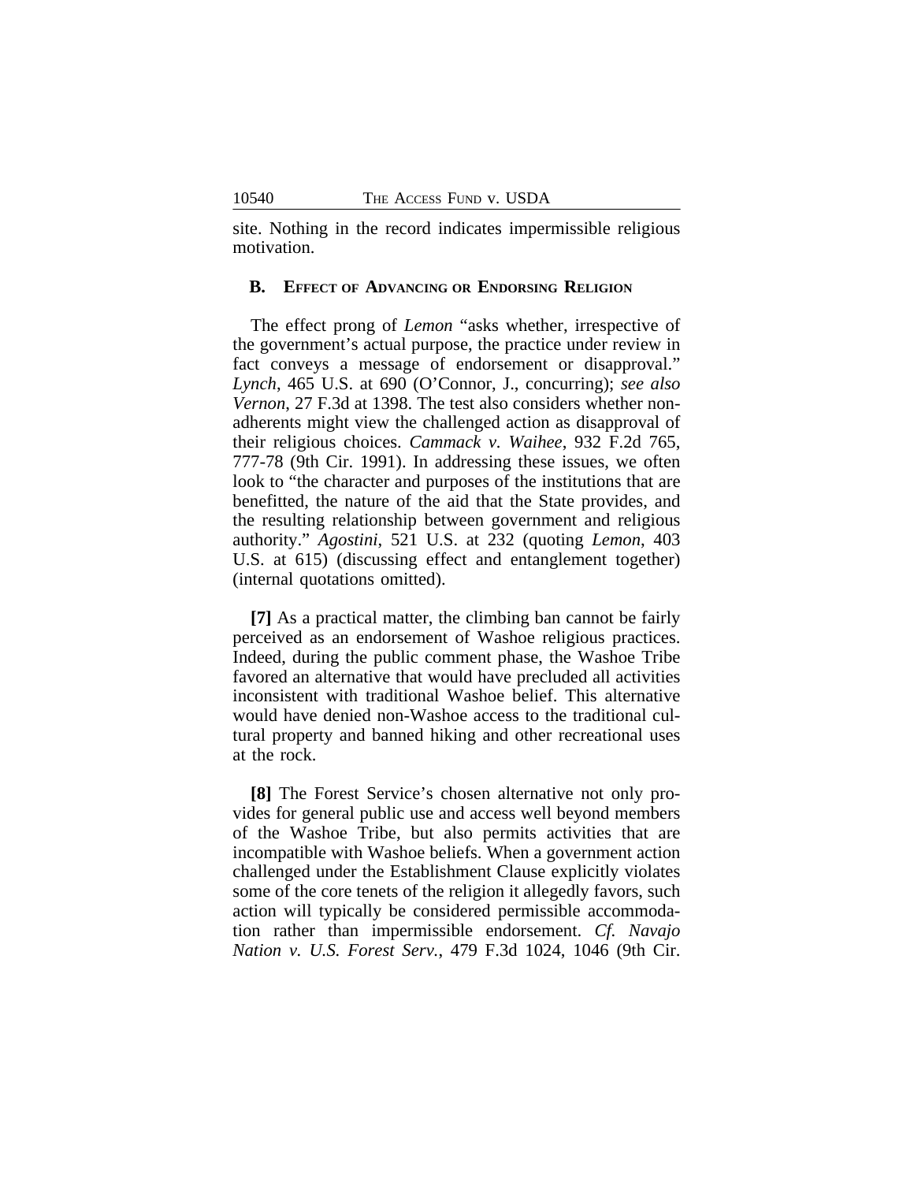site. Nothing in the record indicates impermissible religious motivation.

### B. Effect of Advancing or Endorsing Religion

The effect prong of *Lemon* "asks whether, irrespective of the government's actual purpose, the practice under review in fact conveys a message of endorsement or disapproval." *Lynch*, 465 U.S. at 690 (O'Connor, J., concurring); *see also Vernon*, 27 F.3d at 1398. The test also considers whether non-adherents might view the challenged action as disapproval of their religious choices. *Cammack v. Waihee*, 932 F.2d 765, 777-78 (9th Cir. 1991). In addressing these issues, we often look to "the character and purposes of the institutions that are benefitted, the nature of the aid that the State provides, and the resulting relationship between government and religious authority." *Agostini*, 521 U.S. at 232 (quoting *Lemon*, 403 U.S. at 615) (discussing effect and entanglement together) (internal quotations omitted).

**[7]** As a practical matter, the climbing ban cannot be fairly perceived as an endorsement of Washoe religious practices. Indeed, during the public comment phase, the Washoe Tribe favored an alternative that would have precluded all activities inconsistent with traditional Washoe belief. This alternative would have denied non-Washoe access to the traditional cultural property and banned hiking and other recreational uses at the rock.

**[8]** The Forest Service's chosen alternative not only provides for general public use and access well beyond members of the Washoe Tribe, but also permits activities that are incompatible with Washoe beliefs. When a government action challenged under the Establishment Clause explicitly violates some of the core tenets of the religion it allegedly favors, such action will typically be considered permissible accommodation rather than impermissible endorsement. *Cf. Navajo Nation v. U.S. Forest Serv.*, 479 F.3d 1024, 1046 (9th Cir.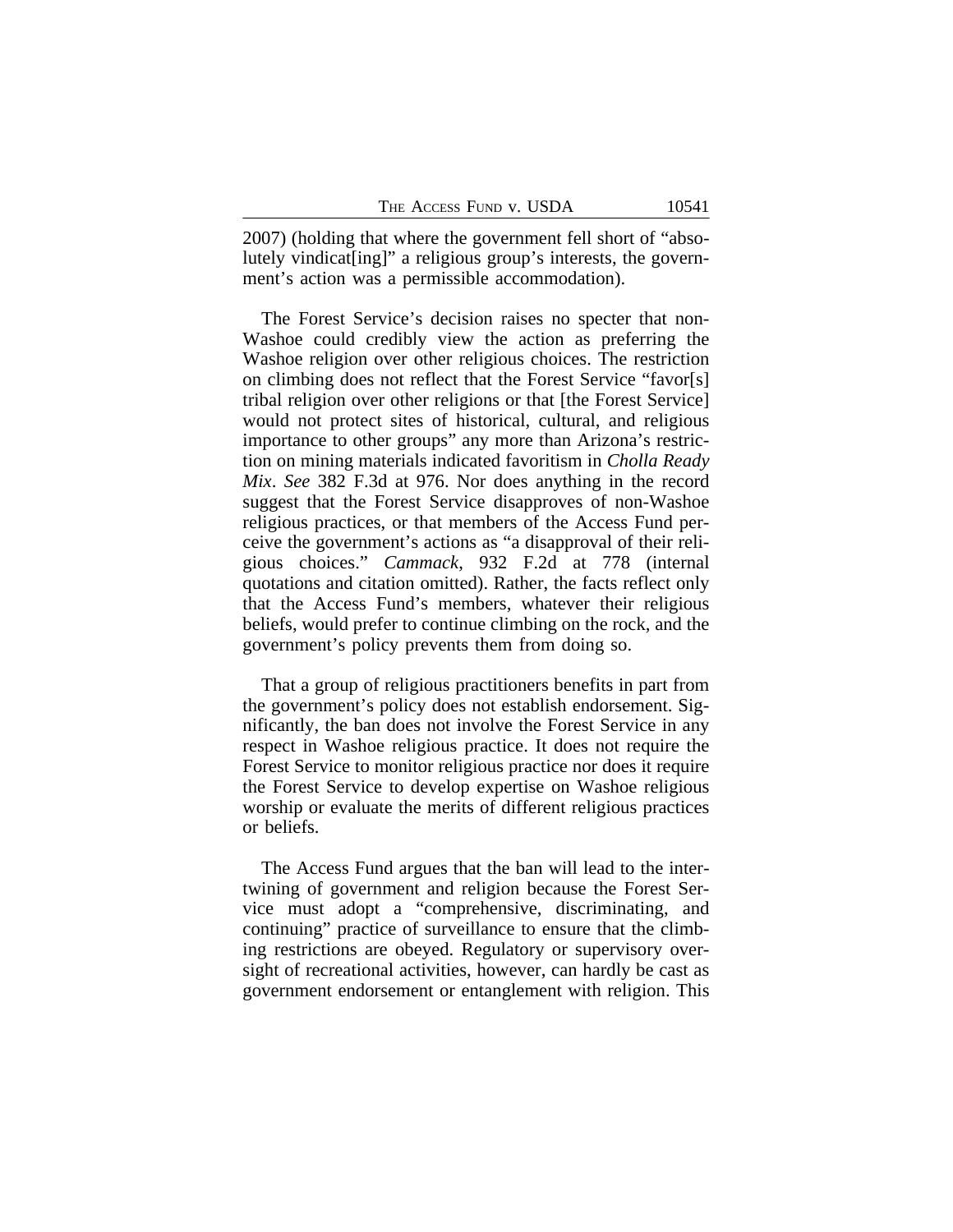2007) (holding that where the government fell short of "absolutely vindicat[ing]" a religious group's interests, the government's action was a permissible accommodation).

The Forest Service's decision raises no specter that non-Washoe could credibly view the action as preferring the Washoe religion over other religious choices. The restriction on climbing does not reflect that the Forest Service "favor[s] tribal religion over other religions or that [the Forest Service] would not protect sites of historical, cultural, and religious importance to other groups" any more than Arizona's restriction on mining materials indicated favoritism in *Cholla Ready Mix*. *See* 382 F.3d at 976. Nor does anything in the record suggest that the Forest Service disapproves of non-Washoe religious practices, or that members of the Access Fund perceive the government's actions as "a disapproval of their religious choices." *Cammack*, 932 F.2d at 778 (internal quotations and citation omitted). Rather, the facts reflect only that the Access Fund's members, whatever their religious beliefs, would prefer to continue climbing on the rock, and the government's policy prevents them from doing so.

That a group of religious practitioners benefits in part from the government's policy does not establish endorsement. Significantly, the ban does not involve the Forest Service in any respect in Washoe religious practice. It does not require the Forest Service to monitor religious practice nor does it require the Forest Service to develop expertise on Washoe religious worship or evaluate the merits of different religious practices or beliefs.

The Access Fund argues that the ban will lead to the intertwining of government and religion because the Forest Service must adopt a "comprehensive, discriminating, and continuing" practice of surveillance to ensure that the climbing restrictions are obeyed. Regulatory or supervisory oversight of recreational activities, however, can hardly be cast as government endorsement or entanglement with religion. This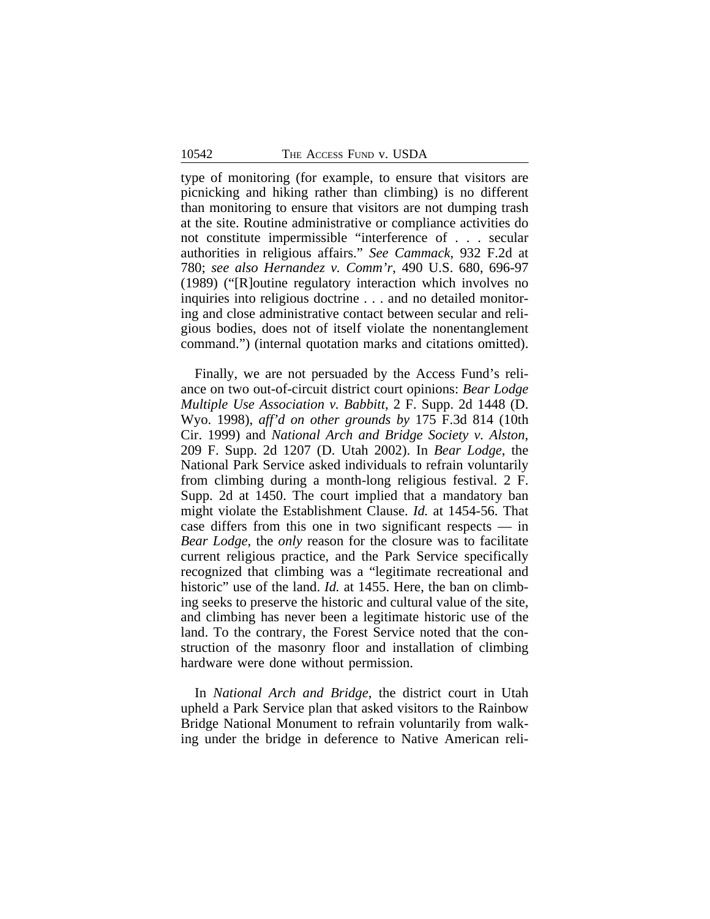type of monitoring (for example, to ensure that visitors are picnicking and hiking rather than climbing) is no different than monitoring to ensure that visitors are not dumping trash at the site. Routine administrative or compliance activities do not constitute impermissible "interference of . . . secular authorities in religious affairs." *See Cammack*, 932 F.2d at 780; *see also Hernandez v. Comm'r*, 490 U.S. 680, 696-97 (1989) ("[R]outine regulatory interaction which involves no inquiries into religious doctrine . . . and no detailed monitoring and close administrative contact between secular and religious bodies, does not of itself violate the nonentanglement command.") (internal quotation marks and citations omitted).

Finally, we are not persuaded by the Access Fund's reliance on two out-of-circuit district court opinions: *Bear Lodge Multiple Use Association v. Babbitt*, 2 F. Supp. 2d 1448 (D. Wyo. 1998), *aff'd on other grounds by* 175 F.3d 814 (10th Cir. 1999) and *National Arch and Bridge Society v. Alston*, 209 F. Supp. 2d 1207 (D. Utah 2002). In *Bear Lodge*, the National Park Service asked individuals to refrain voluntarily from climbing during a month-long religious festival. 2 F. Supp. 2d at 1450. The court implied that a mandatory ban might violate the Establishment Clause. *Id.* at 1454-56. That case differs from this one in two significant respects — in *Bear Lodge*, the *only* reason for the closure was to facilitate current religious practice, and the Park Service specifically recognized that climbing was a "legitimate recreational and historic" use of the land. *Id.* at 1455. Here, the ban on climbing seeks to preserve the historic and cultural value of the site, and climbing has never been a legitimate historic use of the land. To the contrary, the Forest Service noted that the construction of the masonry floor and installation of climbing hardware were done without permission.

In *National Arch and Bridge*, the district court in Utah upheld a Park Service plan that asked visitors to the Rainbow Bridge National Monument to refrain voluntarily from walking under the bridge in deference to Native American reli-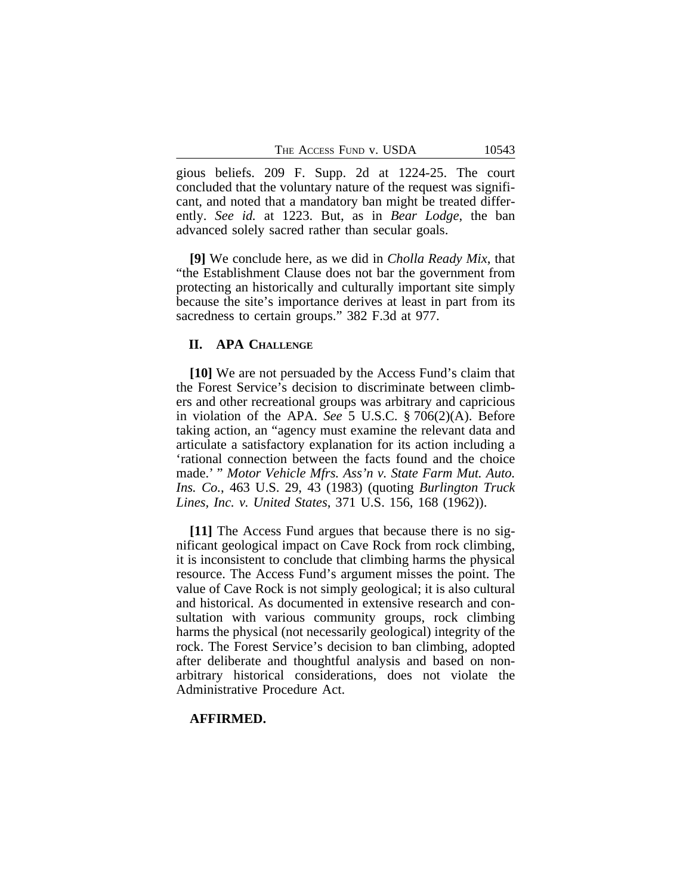gious beliefs. 209 F. Supp. 2d at 1224-25. The court concluded that the voluntary nature of the request was significant, and noted that a mandatory ban might be treated differently. *See id.* at 1223. But, as in *Bear Lodge*, the ban advanced solely sacred rather than secular goals.

**[9]** We conclude here, as we did in *Cholla Ready Mix*, that "the Establishment Clause does not bar the government from protecting an historically and culturally important site simply because the site's importance derives at least in part from its sacredness to certain groups." 382 F.3d at 977.

## II. APA Challenge

**[10]** We are not persuaded by the Access Fund's claim that the Forest Service's decision to discriminate between climbers and other recreational groups was arbitrary and capricious in violation of the APA. *See* 5 U.S.C. § 706(2)(A). Before taking action, an "agency must examine the relevant data and articulate a satisfactory explanation for its action including a 'rational connection between the facts found and the choice made.' " *Motor Vehicle Mfrs. Ass'n v. State Farm Mut. Auto. Ins. Co.*, 463 U.S. 29, 43 (1983) (quoting *Burlington Truck Lines, Inc. v. United States*, 371 U.S. 156, 168 (1962)).

**[11]** The Access Fund argues that because there is no significant geological impact on Cave Rock from rock climbing, it is inconsistent to conclude that climbing harms the physical resource. The Access Fund's argument misses the point. The value of Cave Rock is not simply geological; it is also cultural and historical. As documented in extensive research and consultation with various community groups, rock climbing harms the physical (not necessarily geological) integrity of the rock. The Forest Service's decision to ban climbing, adopted after deliberate and thoughtful analysis and based on non-arbitrary historical considerations, does not violate the Administrative Procedure Act.

**AFFIRMED.**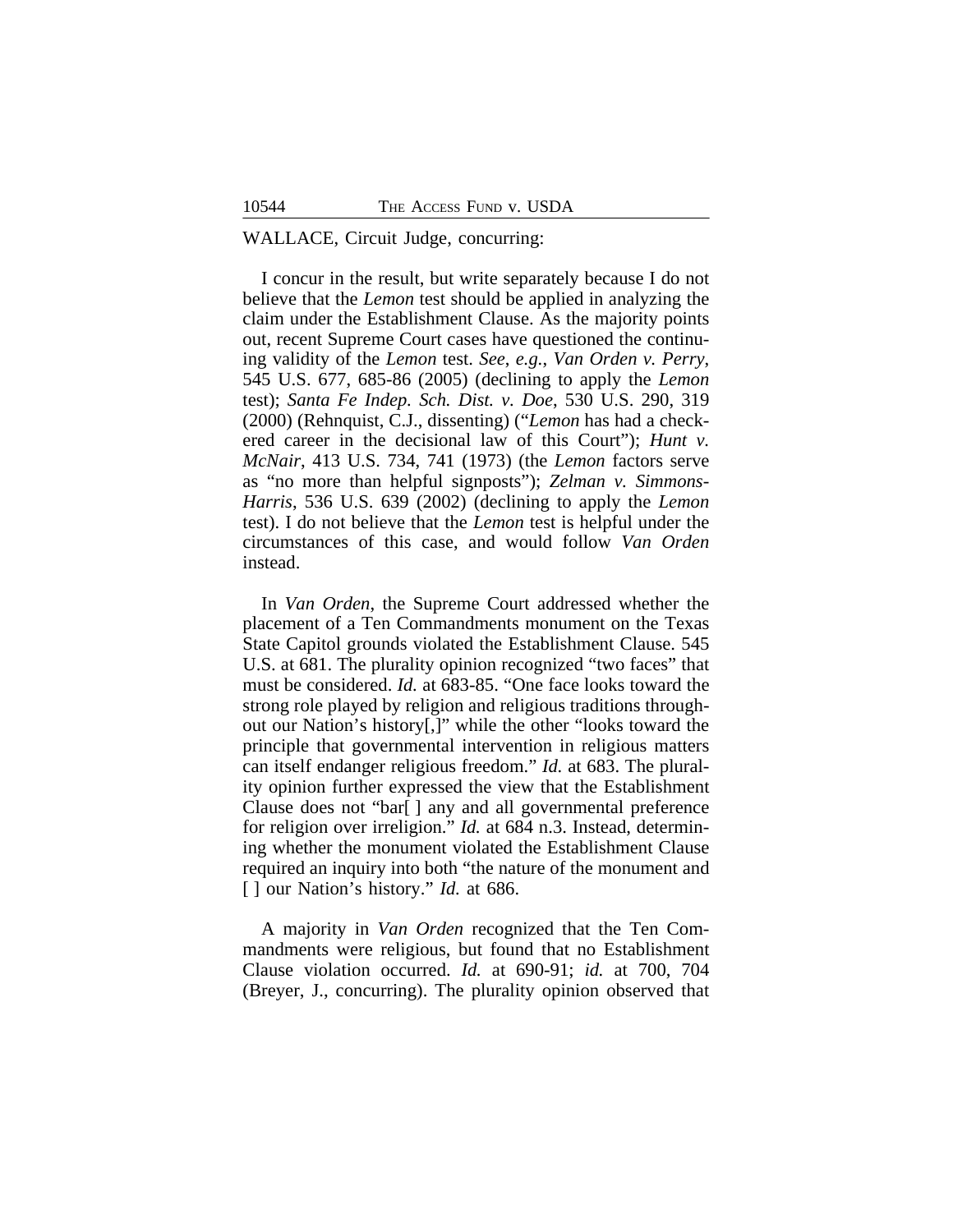WALLACE, Circuit Judge, concurring:

I concur in the result, but write separately because I do not believe that the *Lemon* test should be applied in analyzing the claim under the Establishment Clause. As the majority points out, recent Supreme Court cases have questioned the continuing validity of the *Lemon* test. *See, e.g.*, *Van Orden v. Perry*, 545 U.S. 677, 685-86 (2005) (declining to apply the *Lemon* test); *Santa Fe Indep. Sch. Dist. v. Doe*, 530 U.S. 290, 319 (2000) (Rehnquist, C.J., dissenting) ("*Lemon* has had a checkered career in the decisional law of this Court"); *Hunt v. McNair*, 413 U.S. 734, 741 (1973) (the *Lemon* factors serve as "no more than helpful signposts"); *Zelman v. Simmons-Harris*, 536 U.S. 639 (2002) (declining to apply the *Lemon* test). I do not believe that the *Lemon* test is helpful under the circumstances of this case, and would follow *Van Orden* instead.

In *Van Orden*, the Supreme Court addressed whether the placement of a Ten Commandments monument on the Texas State Capitol grounds violated the Establishment Clause. 545 U.S. at 681. The plurality opinion recognized "two faces" that must be considered. *Id.* at 683-85. "One face looks toward the strong role played by religion and religious traditions throughout our Nation's history[,]" while the other "looks toward the principle that governmental intervention in religious matters can itself endanger religious freedom." *Id.* at 683. The plurality opinion further expressed the view that the Establishment Clause does not "bar[ ] any and all governmental preference for religion over irreligion." *Id.* at 684 n.3. Instead, determining whether the monument violated the Establishment Clause required an inquiry into both "the nature of the monument and [ ] our Nation's history." *Id.* at 686.

A majority in *Van Orden* recognized that the Ten Commandments were religious, but found that no Establishment Clause violation occurred. *Id.* at 690-91; *id.* at 700, 704 (Breyer, J., concurring). The plurality opinion observed that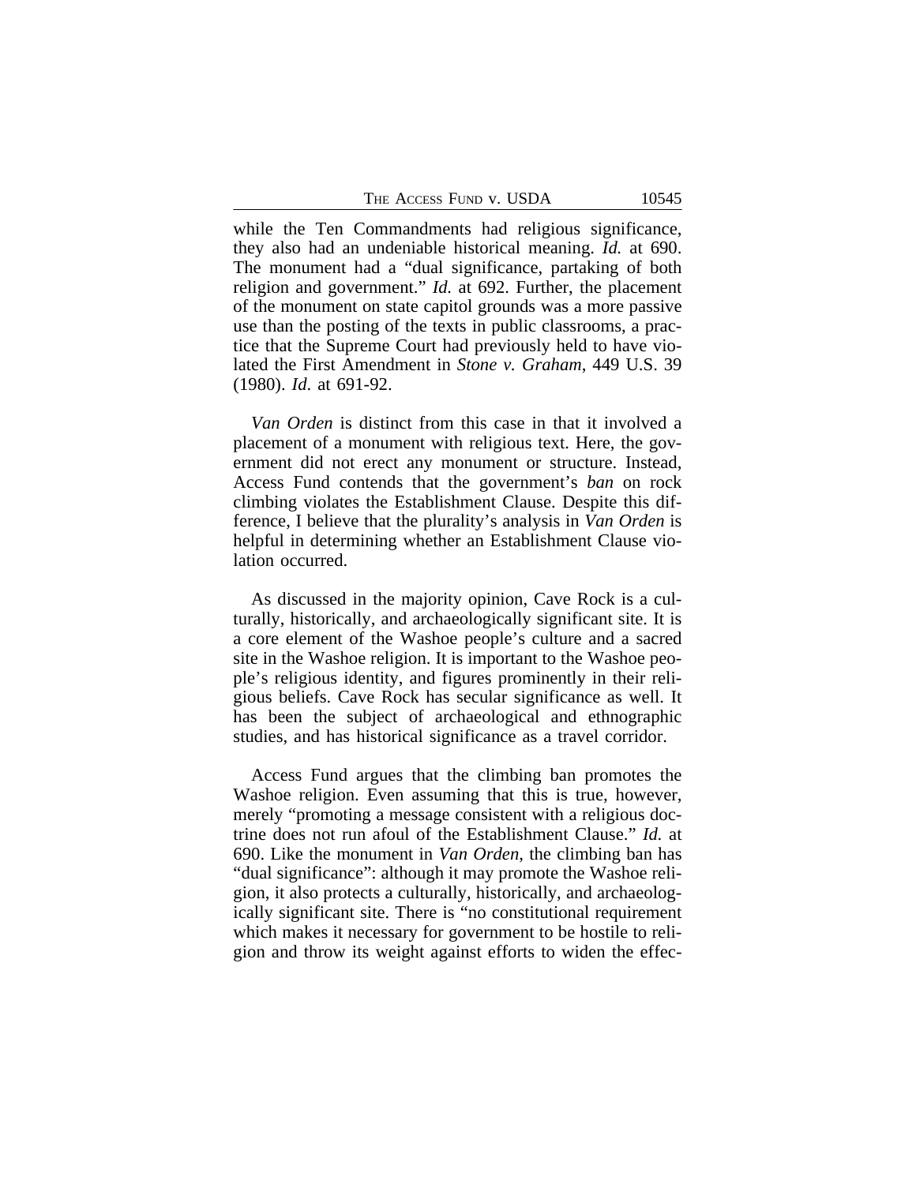while the Ten Commandments had religious significance, they also had an undeniable historical meaning. *Id.* at 690. The monument had a "dual significance, partaking of both religion and government." *Id.* at 692. Further, the placement of the monument on state capitol grounds was a more passive use than the posting of the texts in public classrooms, a practice that the Supreme Court had previously held to have violated the First Amendment in *Stone v. Graham*, 449 U.S. 39 (1980). *Id*. at 691-92.

*Van Orden* is distinct from this case in that it involved a placement of a monument with religious text. Here, the government did not erect any monument or structure. Instead, Access Fund contends that the government's *ban* on rock climbing violates the Establishment Clause. Despite this difference, I believe that the plurality's analysis in *Van Orden* is helpful in determining whether an Establishment Clause violation occurred.

As discussed in the majority opinion, Cave Rock is a culturally, historically, and archaeologically significant site. It is a core element of the Washoe people's culture and a sacred site in the Washoe religion. It is important to the Washoe people's religious identity, and figures prominently in their religious beliefs. Cave Rock has secular significance as well. It has been the subject of archaeological and ethnographic studies, and has historical significance as a travel corridor.

Access Fund argues that the climbing ban promotes the Washoe religion. Even assuming that this is true, however, merely "promoting a message consistent with a religious doctrine does not run afoul of the Establishment Clause." *Id.* at 690. Like the monument in *Van Orden*, the climbing ban has "dual significance": although it may promote the Washoe religion, it also protects a culturally, historically, and archaeologically significant site. There is "no constitutional requirement which makes it necessary for government to be hostile to religion and throw its weight against efforts to widen the effec-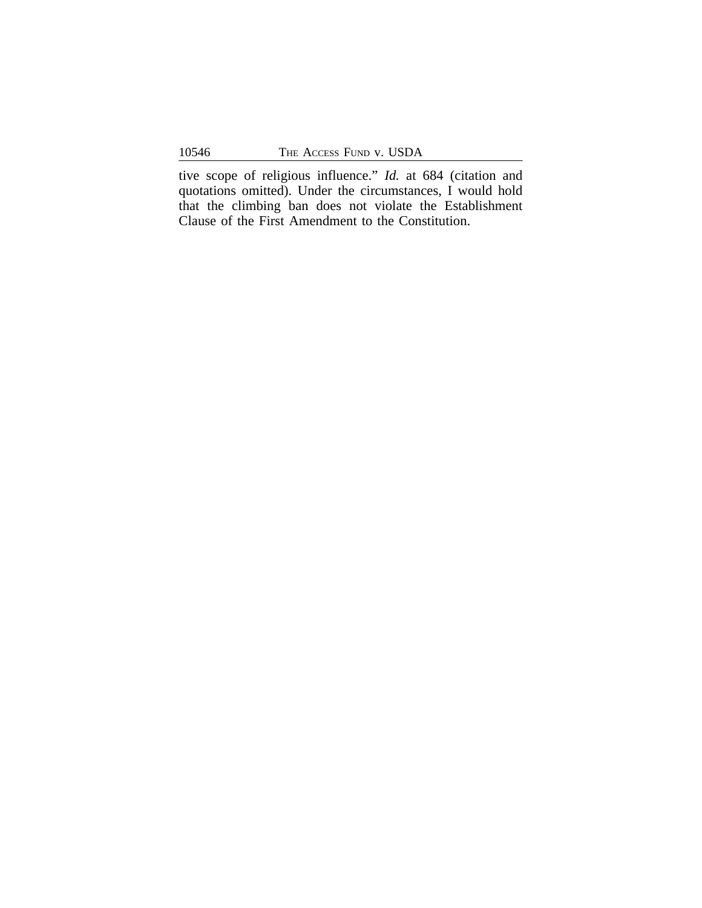tive scope of religious influence." *Id.* at 684 (citation and quotations omitted). Under the circumstances, I would hold that the climbing ban does not violate the Establishment Clause of the First Amendment to the Constitution.